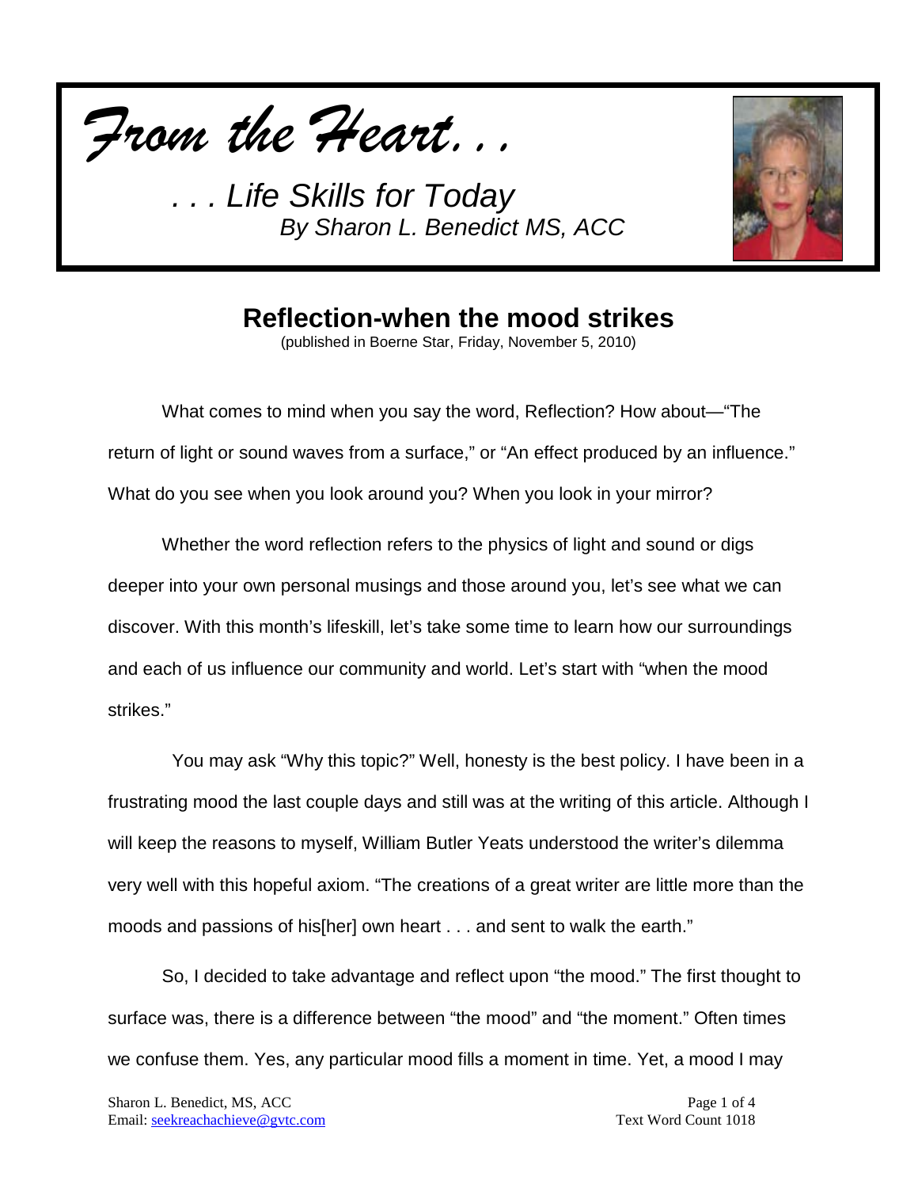*From the Heart. . .*

*. . . Life Skills for Today*
*By Sharon L. Benedict MS, ACC*

# Reflection-when the mood strikes

(published in Boerne Star, Friday, November 5, 2010)

What comes to mind when you say the word, Reflection? How about—"The return of light or sound waves from a surface," or "An effect produced by an influence." What do you see when you look around you? When you look in your mirror?

Whether the word reflection refers to the physics of light and sound or digs deeper into your own personal musings and those around you, let's see what we can discover. With this month's lifeskill, let's take some time to learn how our surroundings and each of us influence our community and world. Let's start with "when the mood strikes."

You may ask "Why this topic?" Well, honesty is the best policy. I have been in a frustrating mood the last couple days and still was at the writing of this article. Although I will keep the reasons to myself, William Butler Yeats understood the writer's dilemma very well with this hopeful axiom. "The creations of a great writer are little more than the moods and passions of his[her] own heart . . . and sent to walk the earth."

So, I decided to take advantage and reflect upon "the mood." The first thought to surface was, there is a difference between "the mood" and "the moment." Often times we confuse them. Yes, any particular mood fills a moment in time. Yet, a mood I may

Sharon L. Benedict, MS, ACC
Email: seekreachachieve@gvtc.com

Text Word Count 1018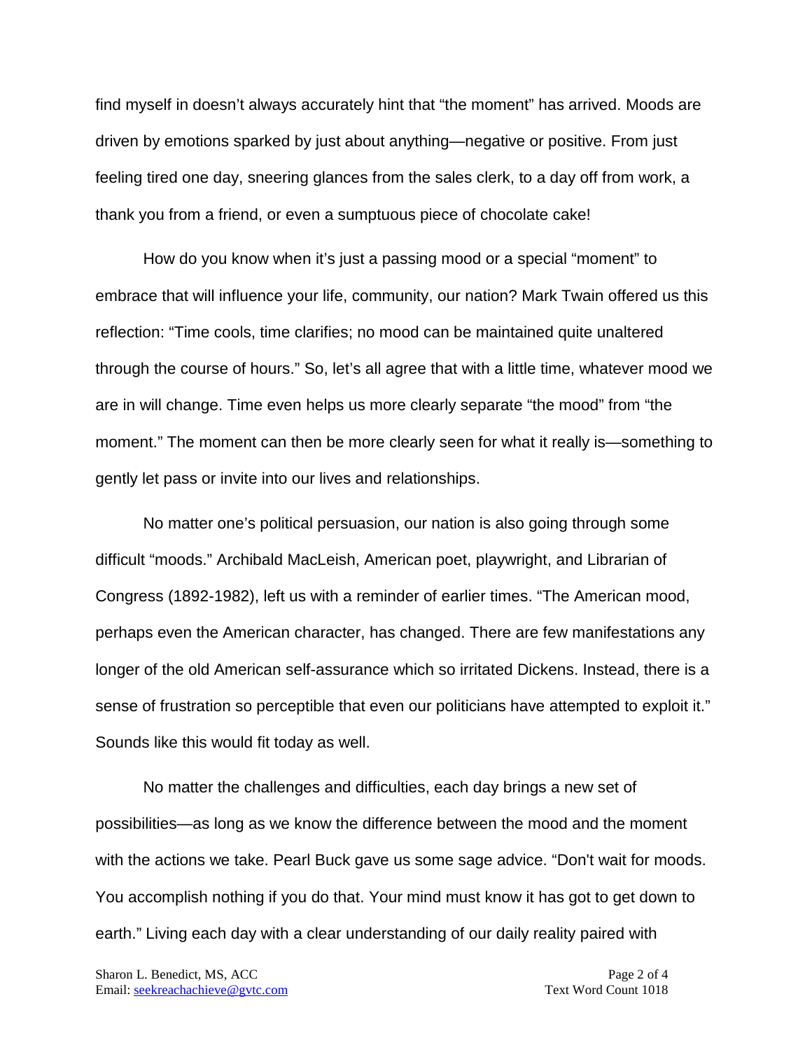find myself in doesn't always accurately hint that "the moment" has arrived. Moods are driven by emotions sparked by just about anything—negative or positive. From just feeling tired one day, sneering glances from the sales clerk, to a day off from work, a thank you from a friend, or even a sumptuous piece of chocolate cake!

How do you know when it's just a passing mood or a special "moment" to embrace that will influence your life, community, our nation? Mark Twain offered us this reflection: "Time cools, time clarifies; no mood can be maintained quite unaltered through the course of hours." So, let's all agree that with a little time, whatever mood we are in will change. Time even helps us more clearly separate "the mood" from "the moment." The moment can then be more clearly seen for what it really is—something to gently let pass or invite into our lives and relationships.

No matter one's political persuasion, our nation is also going through some difficult "moods." Archibald MacLeish, American poet, playwright, and Librarian of Congress (1892-1982), left us with a reminder of earlier times. "The American mood, perhaps even the American character, has changed. There are few manifestations any longer of the old American self-assurance which so irritated Dickens. Instead, there is a sense of frustration so perceptible that even our politicians have attempted to exploit it." Sounds like this would fit today as well.

No matter the challenges and difficulties, each day brings a new set of possibilities—as long as we know the difference between the mood and the moment with the actions we take. Pearl Buck gave us some sage advice. "Don't wait for moods. You accomplish nothing if you do that. Your mind must know it has got to get down to earth." Living each day with a clear understanding of our daily reality paired with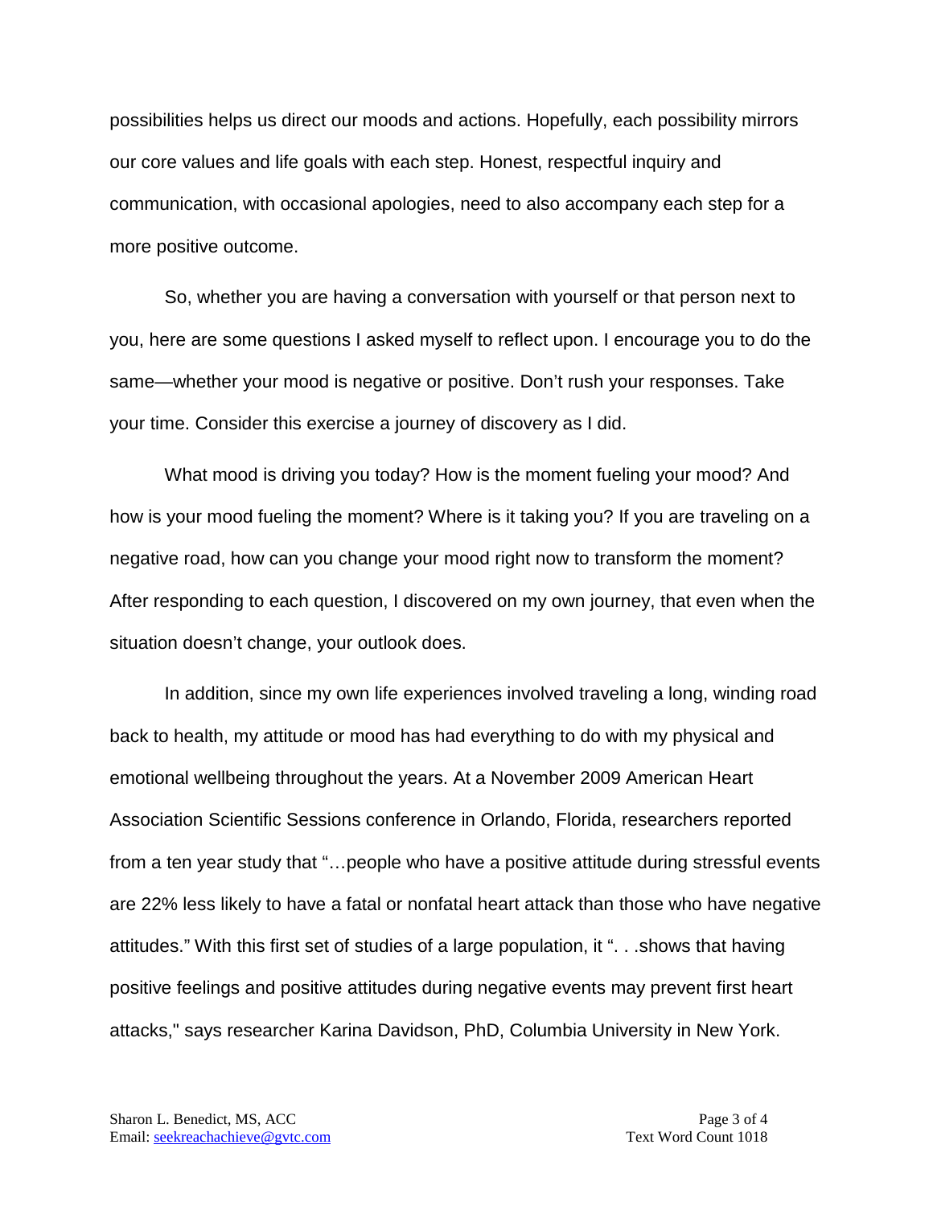possibilities helps us direct our moods and actions. Hopefully, each possibility mirrors our core values and life goals with each step. Honest, respectful inquiry and communication, with occasional apologies, need to also accompany each step for a more positive outcome.

So, whether you are having a conversation with yourself or that person next to you, here are some questions I asked myself to reflect upon. I encourage you to do the same—whether your mood is negative or positive. Don't rush your responses. Take your time. Consider this exercise a journey of discovery as I did.

What mood is driving you today? How is the moment fueling your mood? And how is your mood fueling the moment? Where is it taking you? If you are traveling on a negative road, how can you change your mood right now to transform the moment? After responding to each question, I discovered on my own journey, that even when the situation doesn't change, your outlook does.

In addition, since my own life experiences involved traveling a long, winding road back to health, my attitude or mood has had everything to do with my physical and emotional wellbeing throughout the years. At a November 2009 American Heart Association Scientific Sessions conference in Orlando, Florida, researchers reported from a ten year study that "…people who have a positive attitude during stressful events are 22% less likely to have a fatal or nonfatal heart attack than those who have negative attitudes." With this first set of studies of a large population, it ". . .shows that having positive feelings and positive attitudes during negative events may prevent first heart attacks," says researcher Karina Davidson, PhD, Columbia University in New York.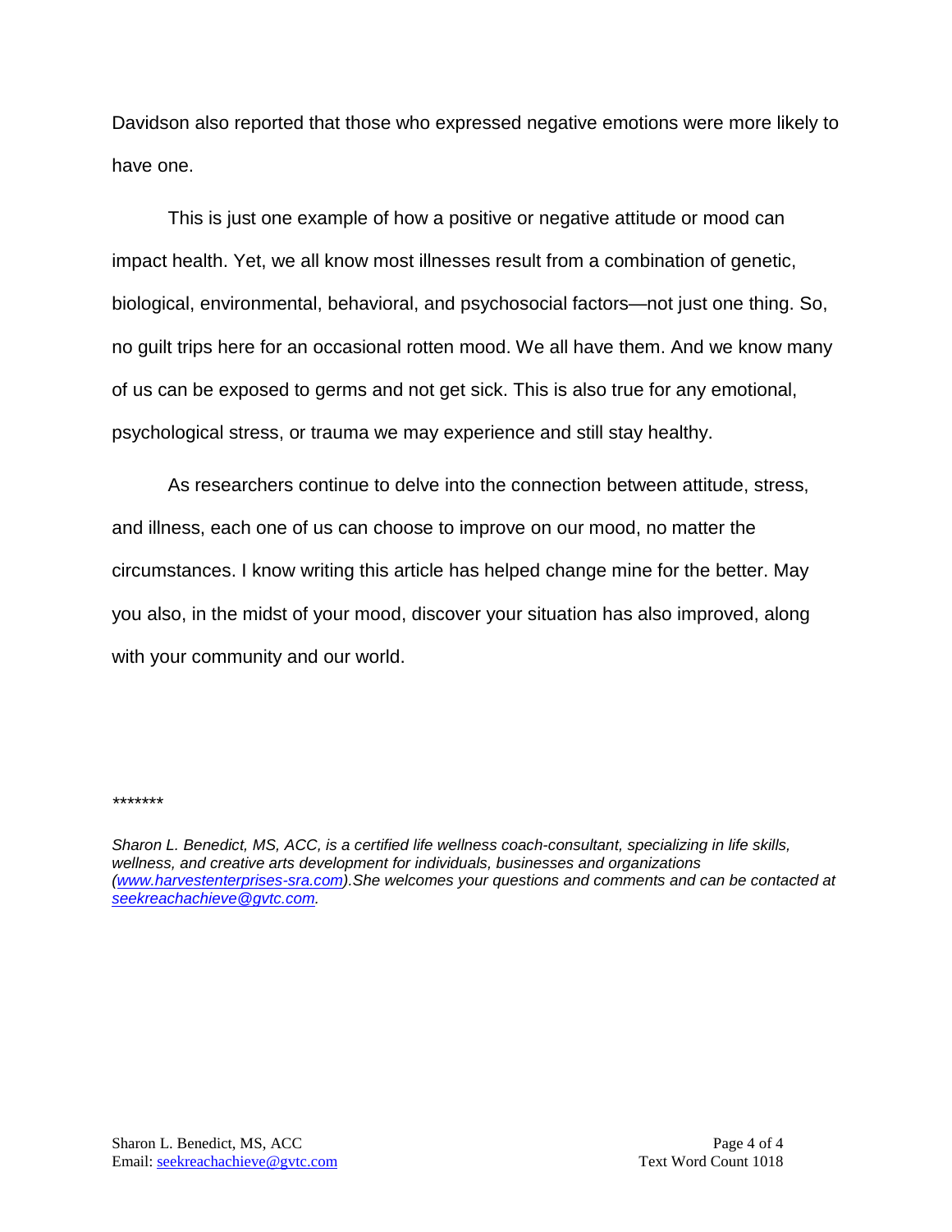Davidson also reported that those who expressed negative emotions were more likely to have one.

This is just one example of how a positive or negative attitude or mood can impact health. Yet, we all know most illnesses result from a combination of genetic, biological, environmental, behavioral, and psychosocial factors—not just one thing. So, no guilt trips here for an occasional rotten mood. We all have them. And we know many of us can be exposed to germs and not get sick. This is also true for any emotional, psychological stress, or trauma we may experience and still stay healthy.

As researchers continue to delve into the connection between attitude, stress, and illness, each one of us can choose to improve on our mood, no matter the circumstances. I know writing this article has helped change mine for the better. May you also, in the midst of your mood, discover your situation has also improved, along with your community and our world.

*\*\*\*\*\*\**

*Sharon L. Benedict, MS, ACC, is a certified life wellness coach-consultant, specializing in life skills, wellness, and creative arts development for individuals, businesses and organizations (www.harvestenterprises-sra.com).She welcomes your questions and comments and can be contacted at seekreachachieve@gvtc.com.*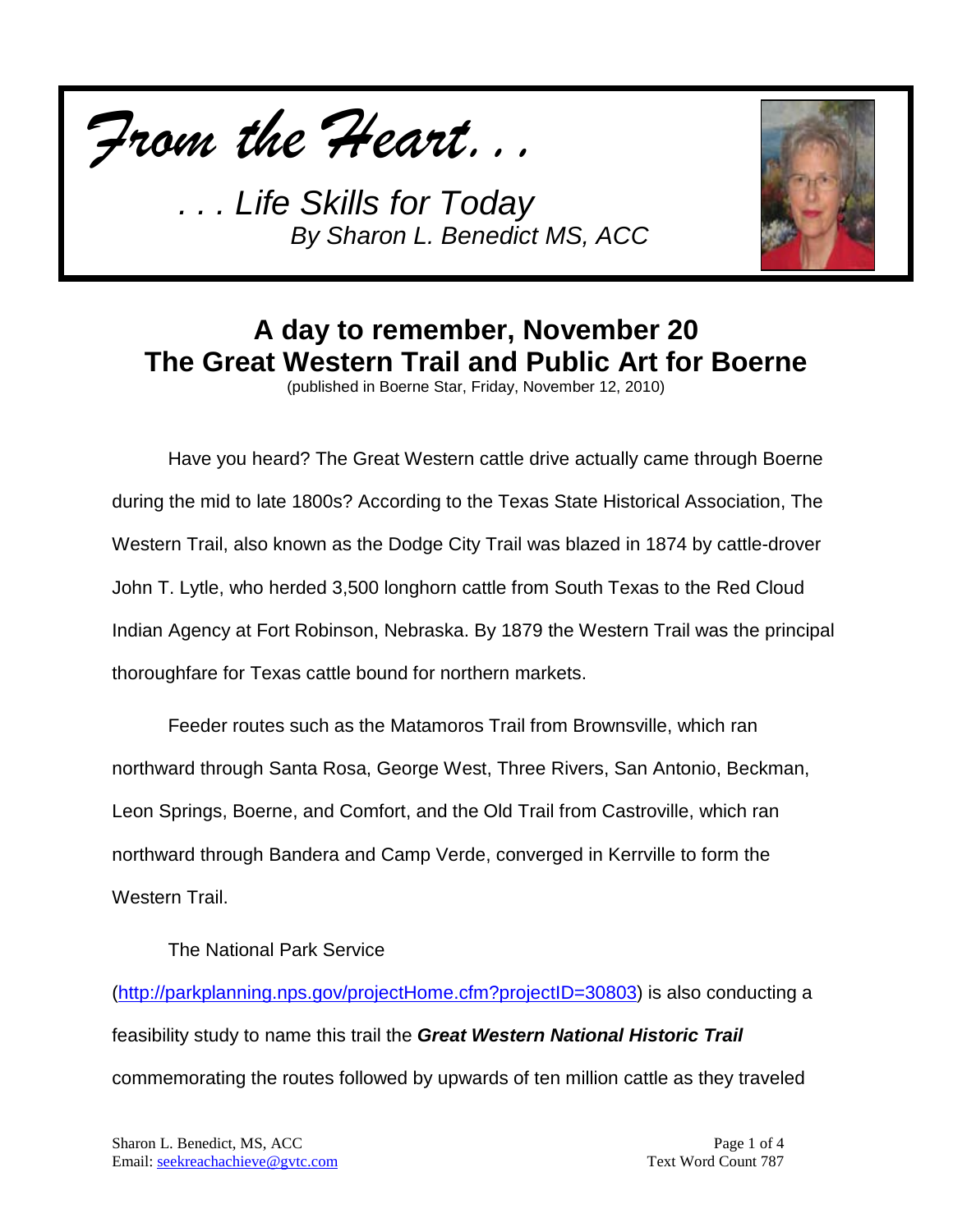*From the Heart. . .*

*. . . Life Skills for Today*
*By Sharon L. Benedict MS, ACC*

# A day to remember, November 20
# The Great Western Trail and Public Art for Boerne

(published in Boerne Star, Friday, November 12, 2010)

Have you heard? The Great Western cattle drive actually came through Boerne during the mid to late 1800s? According to the Texas State Historical Association, The Western Trail, also known as the Dodge City Trail was blazed in 1874 by cattle-drover John T. Lytle, who herded 3,500 longhorn cattle from South Texas to the Red Cloud Indian Agency at Fort Robinson, Nebraska. By 1879 the Western Trail was the principal thoroughfare for Texas cattle bound for northern markets.

Feeder routes such as the Matamoros Trail from Brownsville, which ran northward through Santa Rosa, George West, Three Rivers, San Antonio, Beckman, Leon Springs, Boerne, and Comfort, and the Old Trail from Castroville, which ran northward through Bandera and Camp Verde, converged in Kerrville to form the Western Trail.

The National Park Service (http://parkplanning.nps.gov/projectHome.cfm?projectID=30803) is also conducting a feasibility study to name this trail the ***Great Western National Historic Trail*** commemorating the routes followed by upwards of ten million cattle as they traveled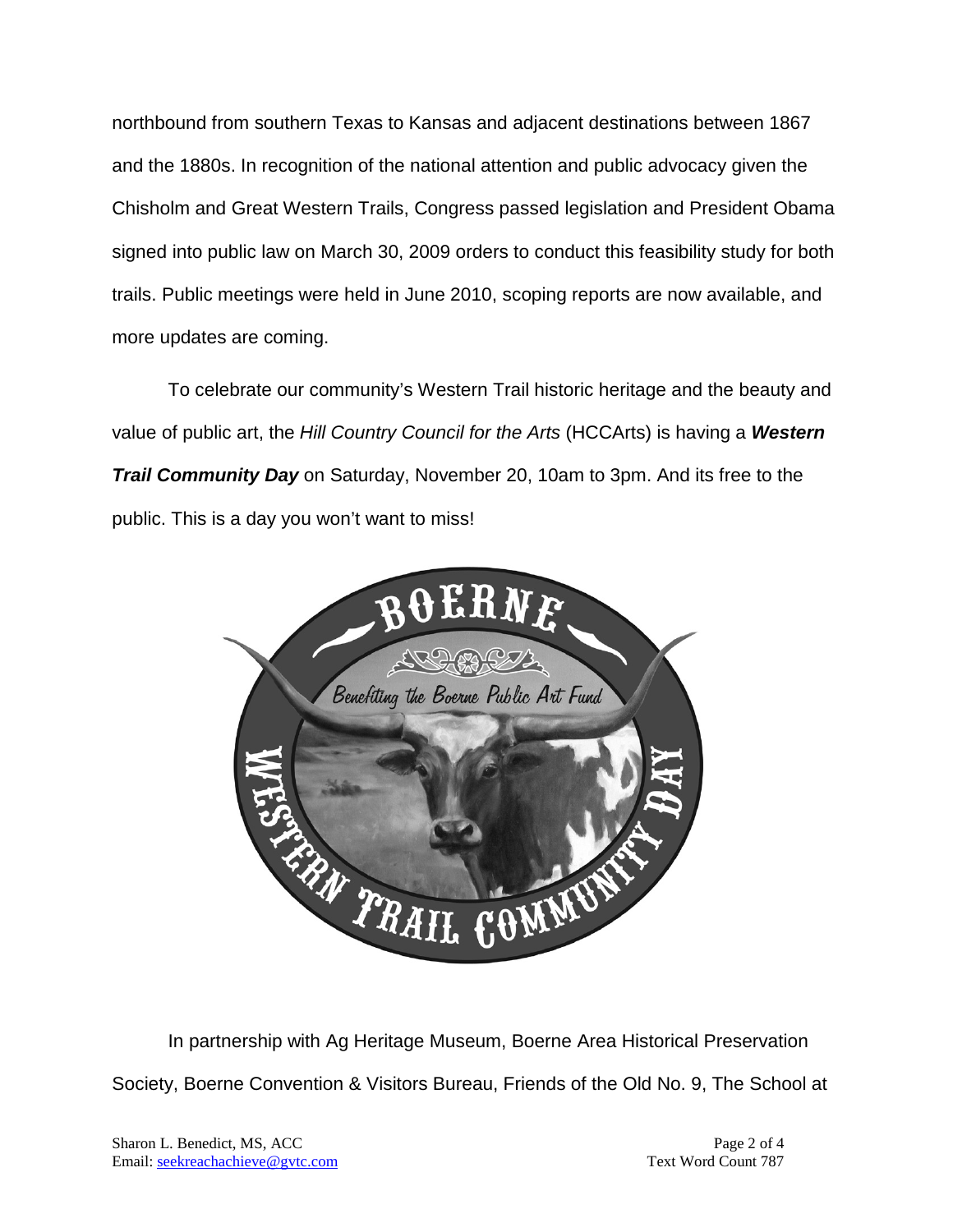northbound from southern Texas to Kansas and adjacent destinations between 1867 and the 1880s. In recognition of the national attention and public advocacy given the Chisholm and Great Western Trails, Congress passed legislation and President Obama signed into public law on March 30, 2009 orders to conduct this feasibility study for both trails. Public meetings were held in June 2010, scoping reports are now available, and more updates are coming.

To celebrate our community's Western Trail historic heritage and the beauty and value of public art, the *Hill Country Council for the Arts* (HCCArts) is having a ***Western Trail Community Day*** on Saturday, November 20, 10am to 3pm. And its free to the public. This is a day you won't want to miss!

In partnership with Ag Heritage Museum, Boerne Area Historical Preservation Society, Boerne Convention & Visitors Bureau, Friends of the Old No. 9, The School at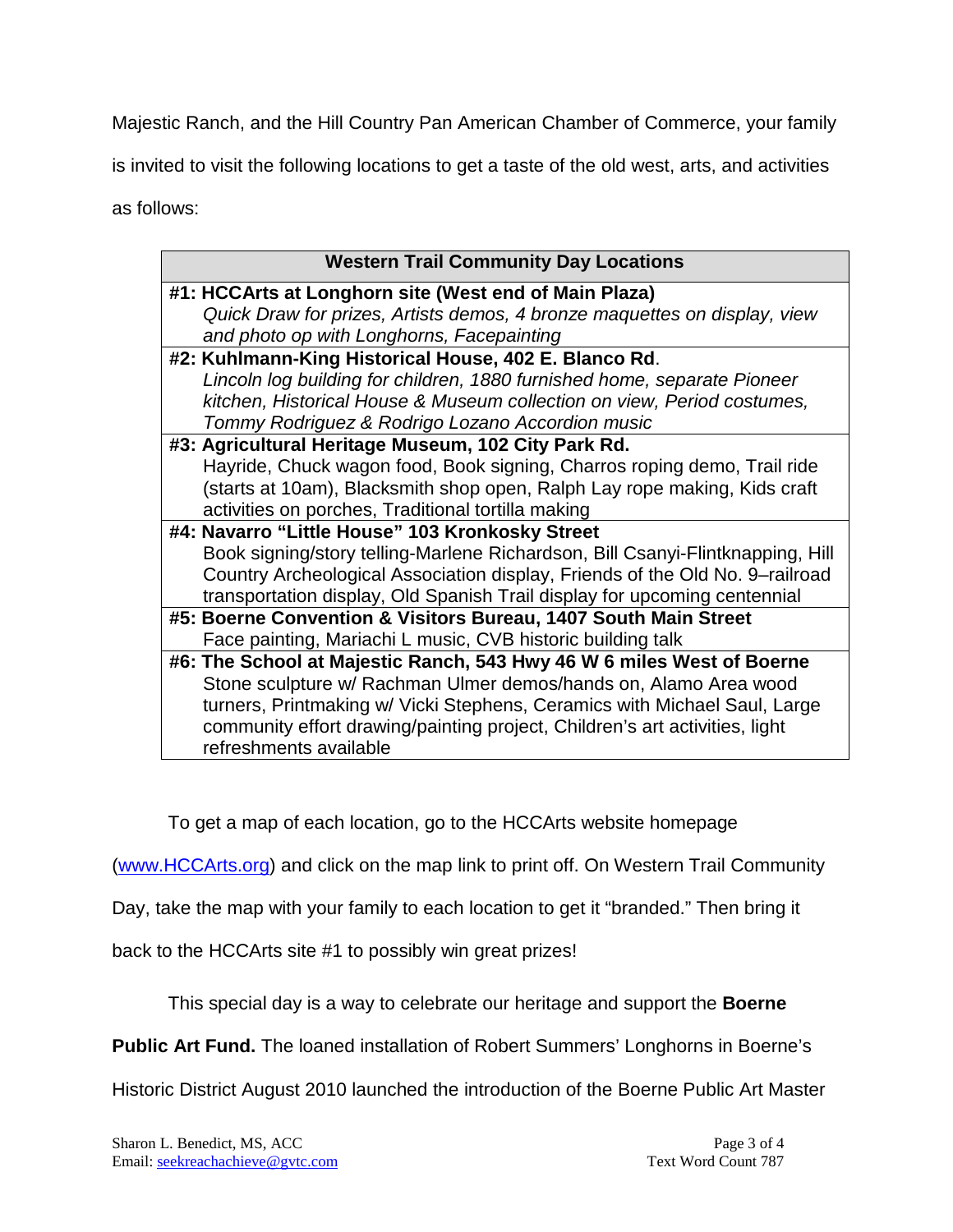Majestic Ranch, and the Hill Country Pan American Chamber of Commerce, your family is invited to visit the following locations to get a taste of the old west, arts, and activities as follows:

| Western Trail Community Day Locations |
|---|
| **#1: HCCArts at Longhorn site (West end of Main Plaza)**<br>*Quick Draw for prizes, Artists demos, 4 bronze maquettes on display, view and photo op with Longhorns, Facepainting* |
| **#2: Kuhlmann-King Historical House, 402 E. Blanco Rd**.<br>*Lincoln log building for children, 1880 furnished home, separate Pioneer kitchen, Historical House & Museum collection on view, Period costumes, Tommy Rodriguez & Rodrigo Lozano Accordion music* |
| **#3: Agricultural Heritage Museum, 102 City Park Rd.**<br>Hayride, Chuck wagon food, Book signing, Charros roping demo, Trail ride (starts at 10am), Blacksmith shop open, Ralph Lay rope making, Kids craft activities on porches, Traditional tortilla making |
| **#4: Navarro "Little House" 103 Kronkosky Street**<br>Book signing/story telling-Marlene Richardson, Bill Csanyi-Flintknapping, Hill Country Archeological Association display, Friends of the Old No. 9–railroad transportation display, Old Spanish Trail display for upcoming centennial |
| **#5: Boerne Convention & Visitors Bureau, 1407 South Main Street**<br>Face painting, Mariachi L music, CVB historic building talk |
| **#6: The School at Majestic Ranch, 543 Hwy 46 W 6 miles West of Boerne**<br>Stone sculpture w/ Rachman Ulmer demos/hands on, Alamo Area wood turners, Printmaking w/ Vicki Stephens, Ceramics with Michael Saul, Large community effort drawing/painting project, Children's art activities, light refreshments available |

To get a map of each location, go to the HCCArts website homepage (www.HCCArts.org) and click on the map link to print off. On Western Trail Community Day, take the map with your family to each location to get it "branded." Then bring it back to the HCCArts site #1 to possibly win great prizes!

This special day is a way to celebrate our heritage and support the **Boerne Public Art Fund.** The loaned installation of Robert Summers' Longhorns in Boerne's Historic District August 2010 launched the introduction of the Boerne Public Art Master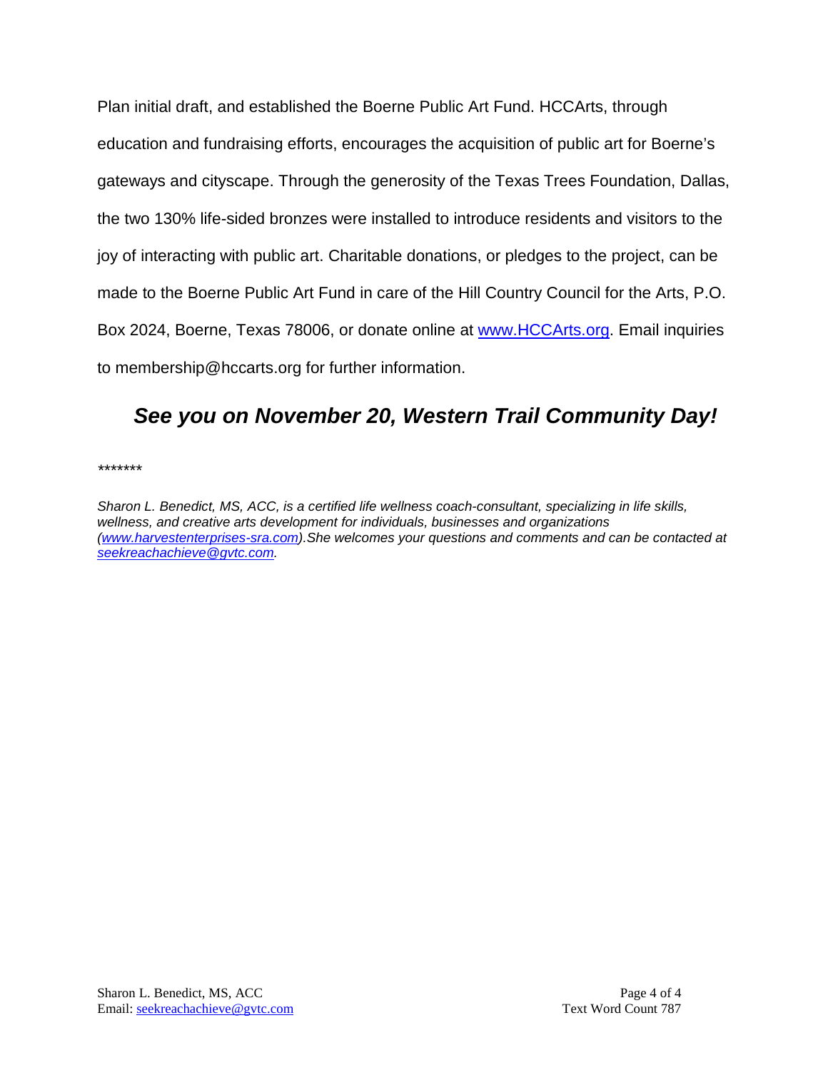Plan initial draft, and established the Boerne Public Art Fund. HCCArts, through education and fundraising efforts, encourages the acquisition of public art for Boerne's gateways and cityscape. Through the generosity of the Texas Trees Foundation, Dallas, the two 130% life-sided bronzes were installed to introduce residents and visitors to the joy of interacting with public art. Charitable donations, or pledges to the project, can be made to the Boerne Public Art Fund in care of the Hill Country Council for the Arts, P.O. Box 2024, Boerne, Texas 78006, or donate online at [www.HCCArts.org](http://www.HCCArts.org). Email inquiries to membership@hccarts.org for further information.

***See you on November 20, Western Trail Community Day!***

*\*\*\*\*\*\*\**

*Sharon L. Benedict, MS, ACC, is a certified life wellness coach-consultant, specializing in life skills, wellness, and creative arts development for individuals, businesses and organizations ([www.harvestenterprises-sra.com](http://www.harvestenterprises-sra.com)).She welcomes your questions and comments and can be contacted at [seekreachachieve@gvtc.com](mailto:seekreachachieve@gvtc.com).*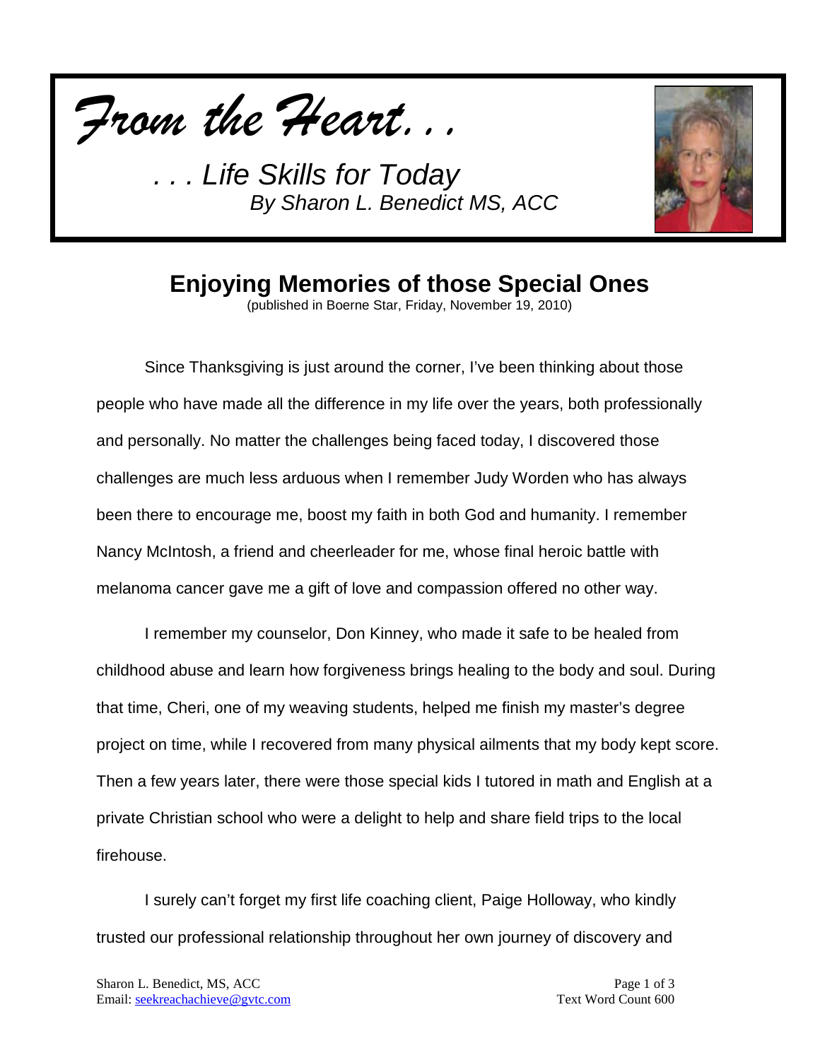*From the Heart...*

*. . . Life Skills for Today*
*By Sharon L. Benedict MS, ACC*

# Enjoying Memories of those Special Ones

(published in Boerne Star, Friday, November 19, 2010)

Since Thanksgiving is just around the corner, I've been thinking about those people who have made all the difference in my life over the years, both professionally and personally. No matter the challenges being faced today, I discovered those challenges are much less arduous when I remember Judy Worden who has always been there to encourage me, boost my faith in both God and humanity. I remember Nancy McIntosh, a friend and cheerleader for me, whose final heroic battle with melanoma cancer gave me a gift of love and compassion offered no other way.

I remember my counselor, Don Kinney, who made it safe to be healed from childhood abuse and learn how forgiveness brings healing to the body and soul. During that time, Cheri, one of my weaving students, helped me finish my master's degree project on time, while I recovered from many physical ailments that my body kept score. Then a few years later, there were those special kids I tutored in math and English at a private Christian school who were a delight to help and share field trips to the local firehouse.

I surely can't forget my first life coaching client, Paige Holloway, who kindly trusted our professional relationship throughout her own journey of discovery and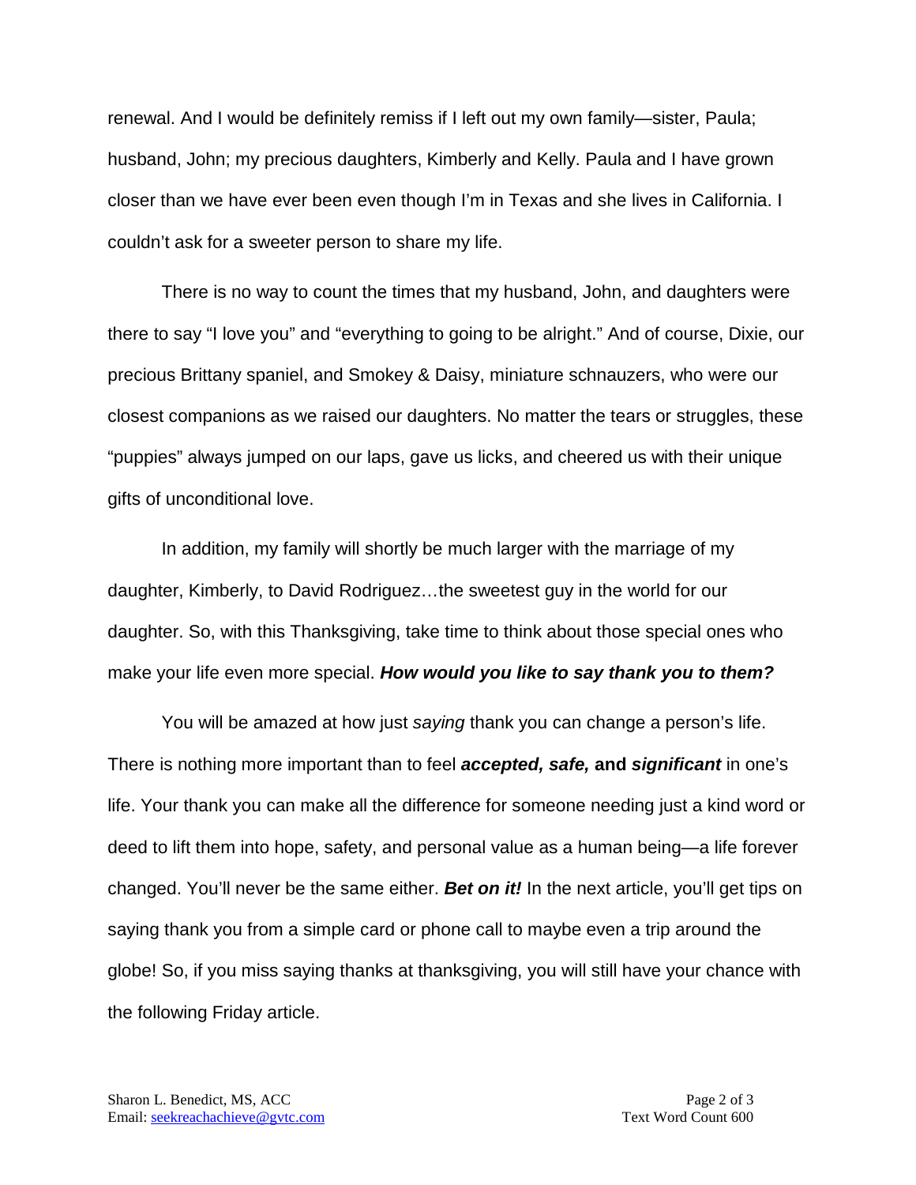renewal. And I would be definitely remiss if I left out my own family—sister, Paula; husband, John; my precious daughters, Kimberly and Kelly. Paula and I have grown closer than we have ever been even though I'm in Texas and she lives in California. I couldn't ask for a sweeter person to share my life.

There is no way to count the times that my husband, John, and daughters were there to say "I love you" and "everything to going to be alright." And of course, Dixie, our precious Brittany spaniel, and Smokey & Daisy, miniature schnauzers, who were our closest companions as we raised our daughters. No matter the tears or struggles, these "puppies" always jumped on our laps, gave us licks, and cheered us with their unique gifts of unconditional love.

In addition, my family will shortly be much larger with the marriage of my daughter, Kimberly, to David Rodriguez…the sweetest guy in the world for our daughter. So, with this Thanksgiving, take time to think about those special ones who make your life even more special. ***How would you like to say thank you to them?***

You will be amazed at how just *saying* thank you can change a person's life. There is nothing more important than to feel ***accepted, safe,*** **and** ***significant*** in one's life. Your thank you can make all the difference for someone needing just a kind word or deed to lift them into hope, safety, and personal value as a human being—a life forever changed. You'll never be the same either. ***Bet on it!*** In the next article, you'll get tips on saying thank you from a simple card or phone call to maybe even a trip around the globe! So, if you miss saying thanks at thanksgiving, you will still have your chance with the following Friday article.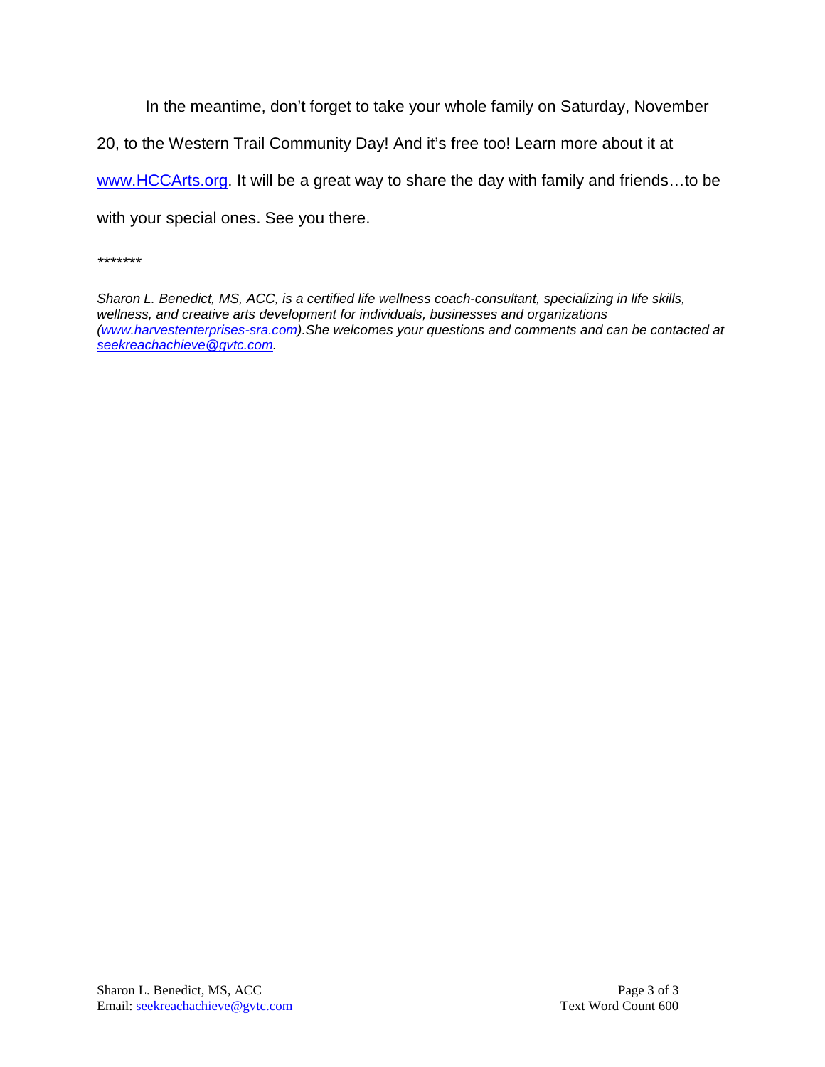In the meantime, don't forget to take your whole family on Saturday, November 20, to the Western Trail Community Day! And it's free too! Learn more about it at [www.HCCArts.org](http://www.HCCArts.org). It will be a great way to share the day with family and friends…to be with your special ones. See you there.

*******

*Sharon L. Benedict, MS, ACC, is a certified life wellness coach-consultant, specializing in life skills, wellness, and creative arts development for individuals, businesses and organizations ([www.harvestenterprises-sra.com](http://www.harvestenterprises-sra.com)).She welcomes your questions and comments and can be contacted at [seekreachachieve@gvtc.com](mailto:seekreachachieve@gvtc.com).*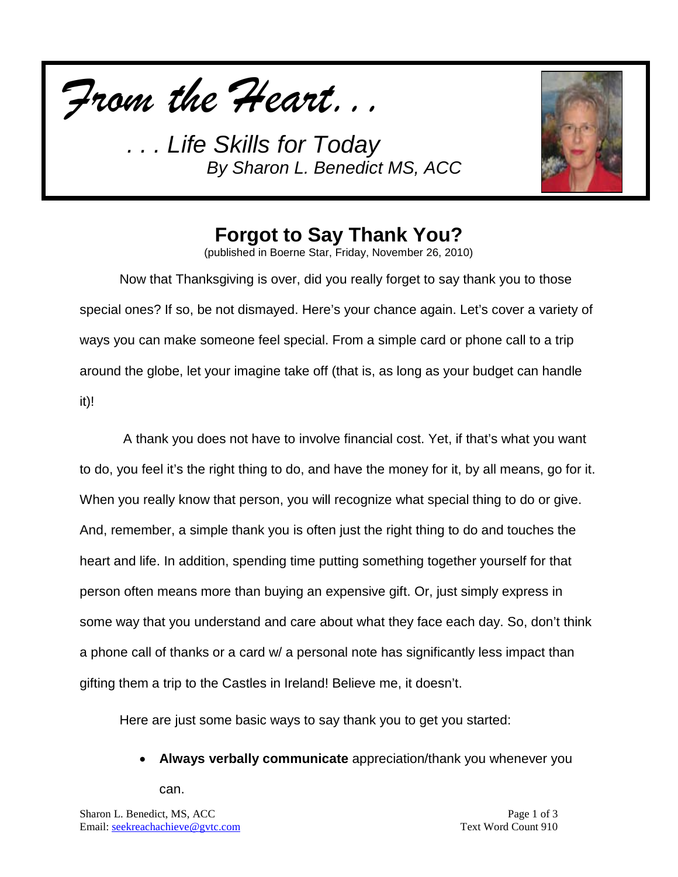*From the Heart. . .*

*. . . Life Skills for Today*
*By Sharon L. Benedict MS, ACC*

## Forgot to Say Thank You?

(published in Boerne Star, Friday, November 26, 2010)

Now that Thanksgiving is over, did you really forget to say thank you to those special ones? If so, be not dismayed. Here's your chance again. Let's cover a variety of ways you can make someone feel special. From a simple card or phone call to a trip around the globe, let your imagine take off (that is, as long as your budget can handle it)!

A thank you does not have to involve financial cost. Yet, if that's what you want to do, you feel it's the right thing to do, and have the money for it, by all means, go for it. When you really know that person, you will recognize what special thing to do or give. And, remember, a simple thank you is often just the right thing to do and touches the heart and life. In addition, spending time putting something together yourself for that person often means more than buying an expensive gift. Or, just simply express in some way that you understand and care about what they face each day. So, don't think a phone call of thanks or a card w/ a personal note has significantly less impact than gifting them a trip to the Castles in Ireland! Believe me, it doesn't.

Here are just some basic ways to say thank you to get you started:

- **Always verbally communicate** appreciation/thank you whenever you can.

Sharon L. Benedict, MS, ACC
Email: seekreachachieve@gvtc.com

Text Word Count 910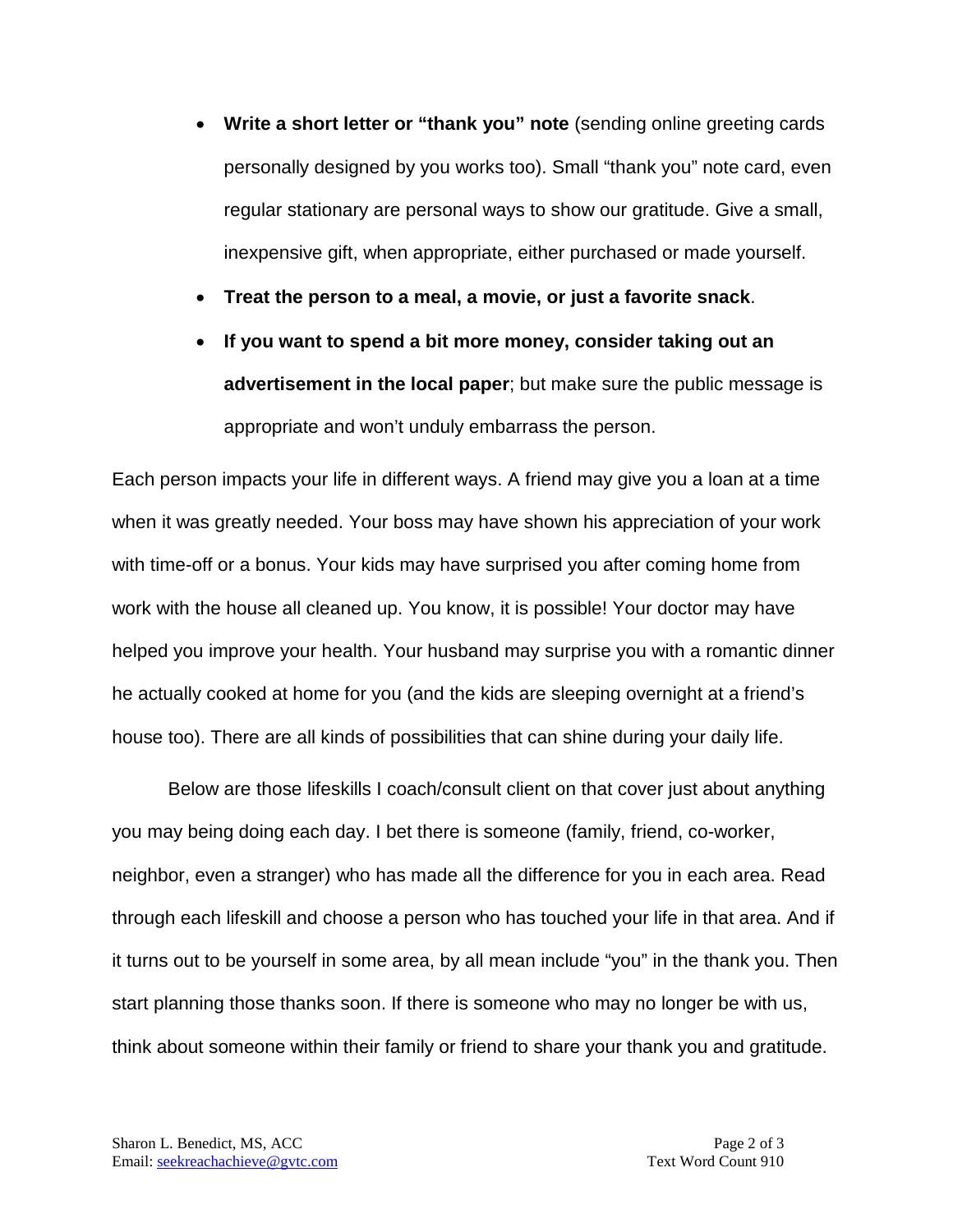- **Write a short letter or "thank you" note** (sending online greeting cards personally designed by you works too). Small "thank you" note card, even regular stationary are personal ways to show our gratitude. Give a small, inexpensive gift, when appropriate, either purchased or made yourself.
- **Treat the person to a meal, a movie, or just a favorite snack**.
- **If you want to spend a bit more money, consider taking out an advertisement in the local paper**; but make sure the public message is appropriate and won't unduly embarrass the person.

Each person impacts your life in different ways. A friend may give you a loan at a time when it was greatly needed. Your boss may have shown his appreciation of your work with time-off or a bonus. Your kids may have surprised you after coming home from work with the house all cleaned up. You know, it is possible! Your doctor may have helped you improve your health. Your husband may surprise you with a romantic dinner he actually cooked at home for you (and the kids are sleeping overnight at a friend's house too). There are all kinds of possibilities that can shine during your daily life.

Below are those lifeskills I coach/consult client on that cover just about anything you may being doing each day. I bet there is someone (family, friend, co-worker, neighbor, even a stranger) who has made all the difference for you in each area. Read through each lifeskill and choose a person who has touched your life in that area. And if it turns out to be yourself in some area, by all mean include "you" in the thank you. Then start planning those thanks soon. If there is someone who may no longer be with us, think about someone within their family or friend to share your thank you and gratitude.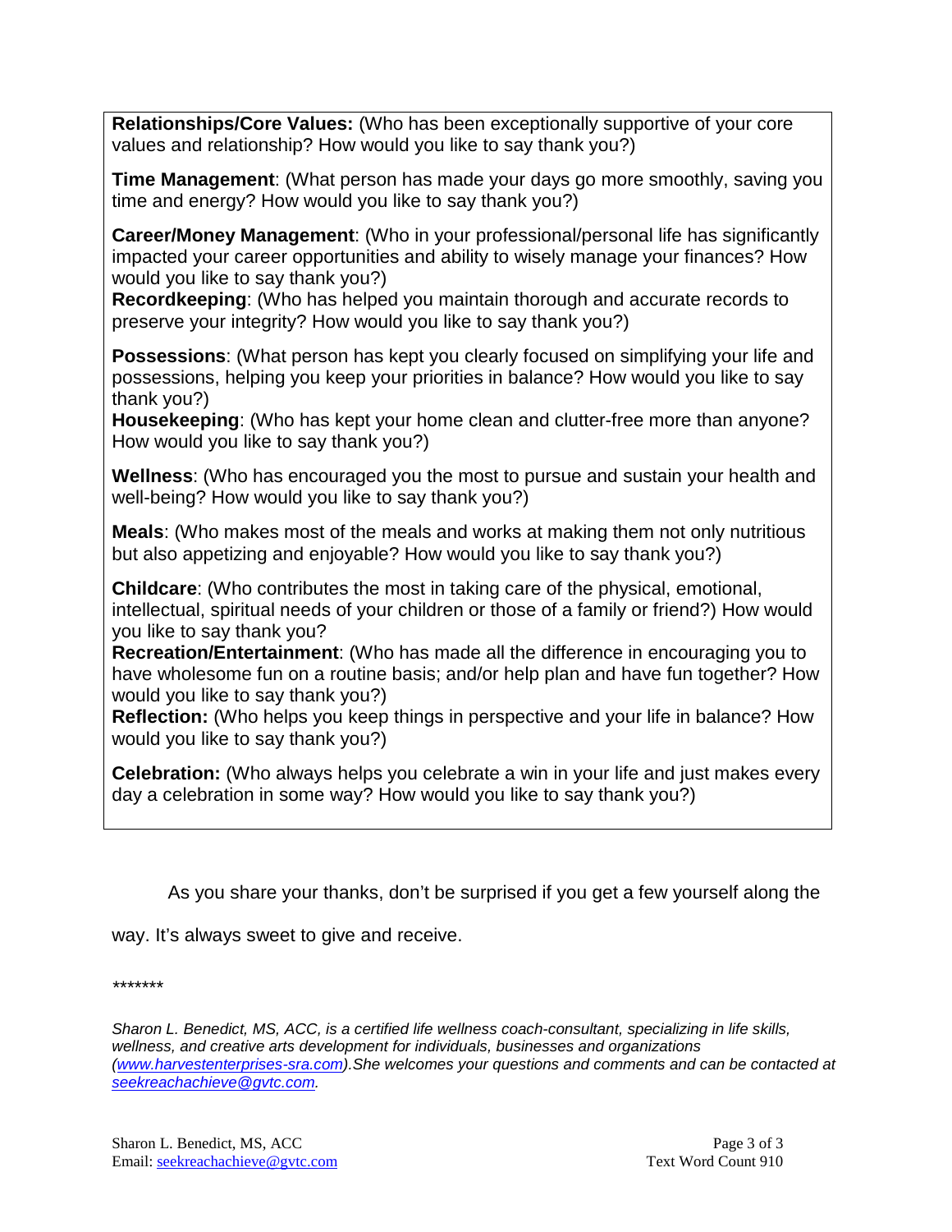**Relationships/Core Values:** (Who has been exceptionally supportive of your core values and relationship? How would you like to say thank you?)

**Time Management**: (What person has made your days go more smoothly, saving you time and energy? How would you like to say thank you?)

**Career/Money Management**: (Who in your professional/personal life has significantly impacted your career opportunities and ability to wisely manage your finances? How would you like to say thank you?)
**Recordkeeping**: (Who has helped you maintain thorough and accurate records to preserve your integrity? How would you like to say thank you?)

**Possessions**: (What person has kept you clearly focused on simplifying your life and possessions, helping you keep your priorities in balance? How would you like to say thank you?)
**Housekeeping**: (Who has kept your home clean and clutter-free more than anyone? How would you like to say thank you?)

**Wellness**: (Who has encouraged you the most to pursue and sustain your health and well-being? How would you like to say thank you?)

**Meals**: (Who makes most of the meals and works at making them not only nutritious but also appetizing and enjoyable? How would you like to say thank you?)

**Childcare**: (Who contributes the most in taking care of the physical, emotional, intellectual, spiritual needs of your children or those of a family or friend?) How would you like to say thank you?
**Recreation/Entertainment**: (Who has made all the difference in encouraging you to have wholesome fun on a routine basis; and/or help plan and have fun together? How would you like to say thank you?)
**Reflection:** (Who helps you keep things in perspective and your life in balance? How would you like to say thank you?)

**Celebration:** (Who always helps you celebrate a win in your life and just makes every day a celebration in some way? How would you like to say thank you?)

As you share your thanks, don't be surprised if you get a few yourself along the way. It's always sweet to give and receive.

*\*\*\*\*\*\*\**

*Sharon L. Benedict, MS, ACC, is a certified life wellness coach-consultant, specializing in life skills, wellness, and creative arts development for individuals, businesses and organizations (www.harvestenterprises-sra.com).She welcomes your questions and comments and can be contacted at seekreachachieve@gvtc.com.*

Sharon L. Benedict, MS, ACC
Email: seekreachachieve@gvtc.com

Text Word Count 910